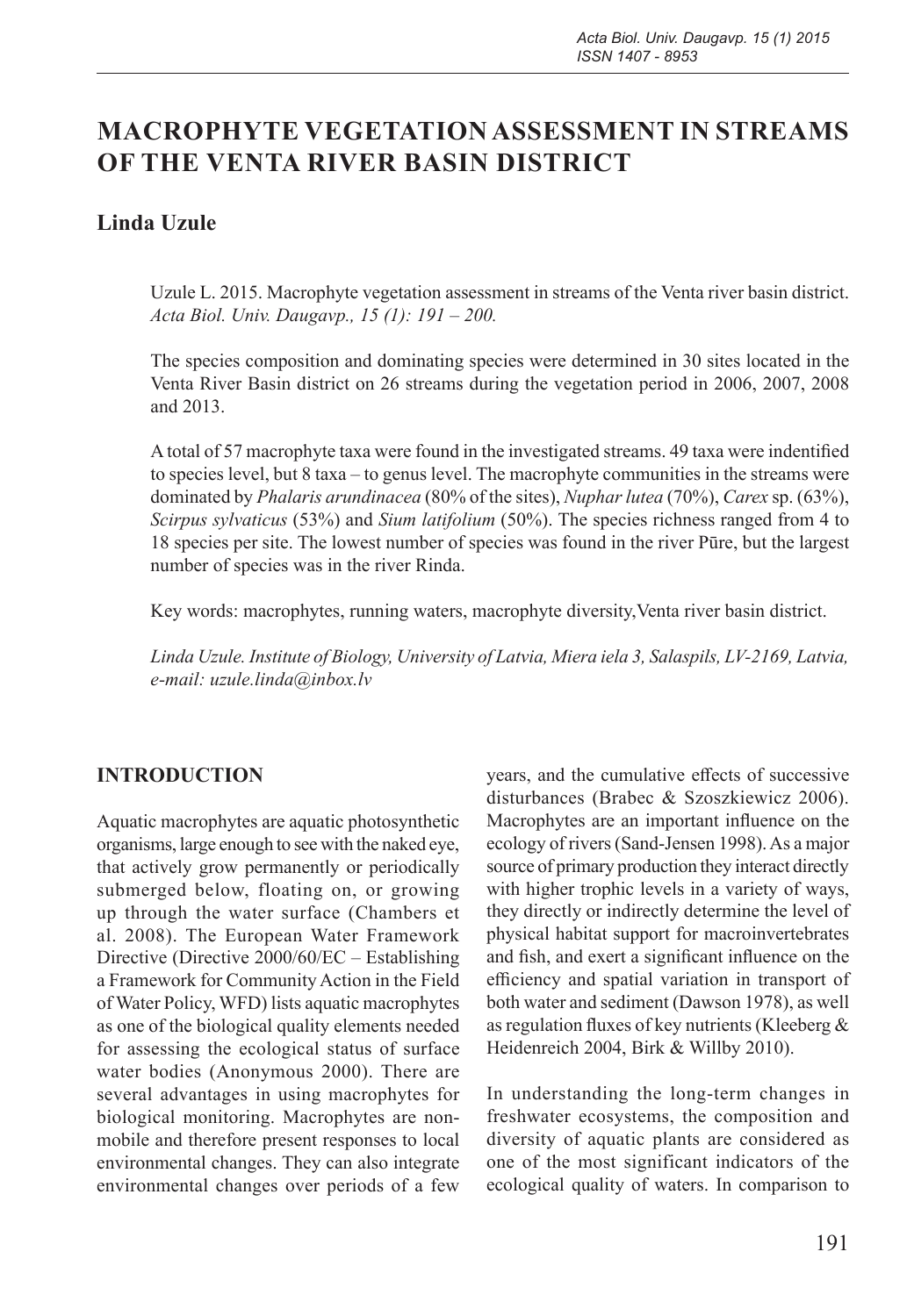# MACROPHYTE VEGETATION ASSESSMENT IN STREAMS OF THE VENTA RIVER BASIN DISTRICT

## Linda Uzule

Uzule L. 2015. Macrophyte vegetation assessment in streams of the Venta river basin district. *Acta Biol. Univ. Daugavp., 15 (1): 191 – 200.*

The species composition and dominating species were determined in 30 sites located in the Venta River Basin district on 26 streams during the vegetation period in 2006, 2007, 2008 and 2013.

A total of 57 macrophyte taxa were found in the investigated streams. 49 taxa were indentified to species level, but 8 taxa – to genus level. The macrophyte communities in the streams were dominated by *Phalaris arundinacea* (80% of the sites), *Nuphar lutea* (70%), *Carex* sp. (63%), *Scirpus sylvaticus* (53%) and *Sium latifolium* (50%). The species richness ranged from 4 to 18 species per site. The lowest number of species was found in the river Pūre, but the largest number of species was in the river Rinda.

Key words: macrophytes, running waters, macrophyte diversity,Venta river basin district.

*Linda Uzule. Institute of Biology, University of Latvia, Miera iela 3, Salaspils, LV-2169, Latvia, e-mail: uzule.linda@inbox.lv*

## INTRODUCTION

Aquatic macrophytes are aquatic photosynthetic organisms, large enough to see with the naked eye, that actively grow permanently or periodically submerged below, floating on, or growing up through the water surface (Chambers et al. 2008). The European Water Framework Directive (Directive 2000/60/EC – Establishing a Framework for Community Action in the Field of Water Policy, WFD) lists aquatic macrophytes as one of the biological quality elements needed for assessing the ecological status of surface water bodies (Anonymous 2000). There are several advantages in using macrophytes for biological monitoring. Macrophytes are non-mobile and therefore present responses to local environmental changes. They can also integrate environmental changes over periods of a few years, and the cumulative effects of successive disturbances (Brabec & Szoszkiewicz 2006). Macrophytes are an important influence on the ecology of rivers (Sand-Jensen 1998). As a major source of primary production they interact directly with higher trophic levels in a variety of ways, they directly or indirectly determine the level of physical habitat support for macroinvertebrates and fish, and exert a significant influence on the efficiency and spatial variation in transport of both water and sediment (Dawson 1978), as well as regulation fluxes of key nutrients (Kleeberg & Heidenreich 2004, Birk & Willby 2010).

In understanding the long-term changes in freshwater ecosystems, the composition and diversity of aquatic plants are considered as one of the most significant indicators of the ecological quality of waters. In comparison to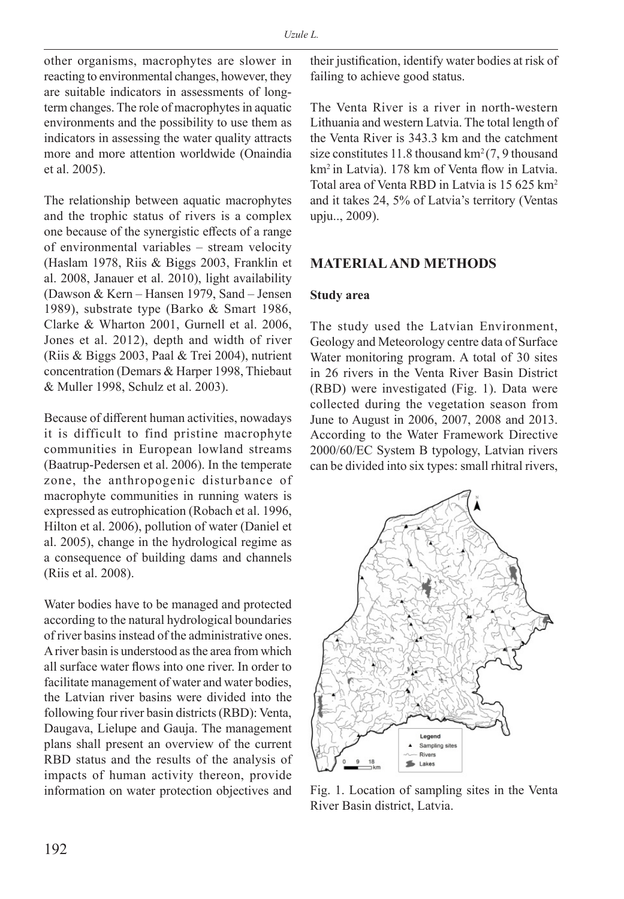other organisms, macrophytes are slower in reacting to environmental changes, however, they are suitable indicators in assessments of long-term changes. The role of macrophytes in aquatic environments and the possibility to use them as indicators in assessing the water quality attracts more and more attention worldwide (Onaindia et al. 2005).

The relationship between aquatic macrophytes and the trophic status of rivers is a complex one because of the synergistic effects of a range of environmental variables – stream velocity (Haslam 1978, Riis & Biggs 2003, Franklin et al. 2008, Janauer et al. 2010), light availability (Dawson & Kern – Hansen 1979, Sand – Jensen 1989), substrate type (Barko & Smart 1986, Clarke & Wharton 2001, Gurnell et al. 2006, Jones et al. 2012), depth and width of river (Riis & Biggs 2003, Paal & Trei 2004), nutrient concentration (Demars & Harper 1998, Thiebaut & Muller 1998, Schulz et al. 2003).

Because of different human activities, nowadays it is difficult to find pristine macrophyte communities in European lowland streams (Baatrup-Pedersen et al. 2006). In the temperate zone, the anthropogenic disturbance of macrophyte communities in running waters is expressed as eutrophication (Robach et al. 1996, Hilton et al. 2006), pollution of water (Daniel et al. 2005), change in the hydrological regime as a consequence of building dams and channels (Riis et al. 2008).

Water bodies have to be managed and protected according to the natural hydrological boundaries of river basins instead of the administrative ones. A river basin is understood as the area from which all surface water flows into one river. In order to facilitate management of water and water bodies, the Latvian river basins were divided into the following four river basin districts (RBD): Venta, Daugava, Lielupe and Gauja. The management plans shall present an overview of the current RBD status and the results of the analysis of impacts of human activity thereon, provide information on water protection objectives and their justification, identify water bodies at risk of failing to achieve good status.

The Venta River is a river in north-western Lithuania and western Latvia. The total length of the Venta River is 343.3 km and the catchment size constitutes 11.8 thousand km$^2$ (7, 9 thousand km$^2$ in Latvia). 178 km of Venta flow in Latvia. Total area of Venta RBD in Latvia is 15 625 km$^2$ and it takes 24, 5% of Latvia's territory (Ventas upju.., 2009).

## MATERIAL AND METHODS

### Study area

The study used the Latvian Environment, Geology and Meteorology centre data of Surface Water monitoring program. A total of 30 sites in 26 rivers in the Venta River Basin District (RBD) were investigated (Fig. 1). Data were collected during the vegetation season from June to August in 2006, 2007, 2008 and 2013. According to the Water Framework Directive 2000/60/EC System B typology, Latvian rivers can be divided into six types: small rhitral rivers,

Fig. 1. Location of sampling sites in the Venta River Basin district, Latvia.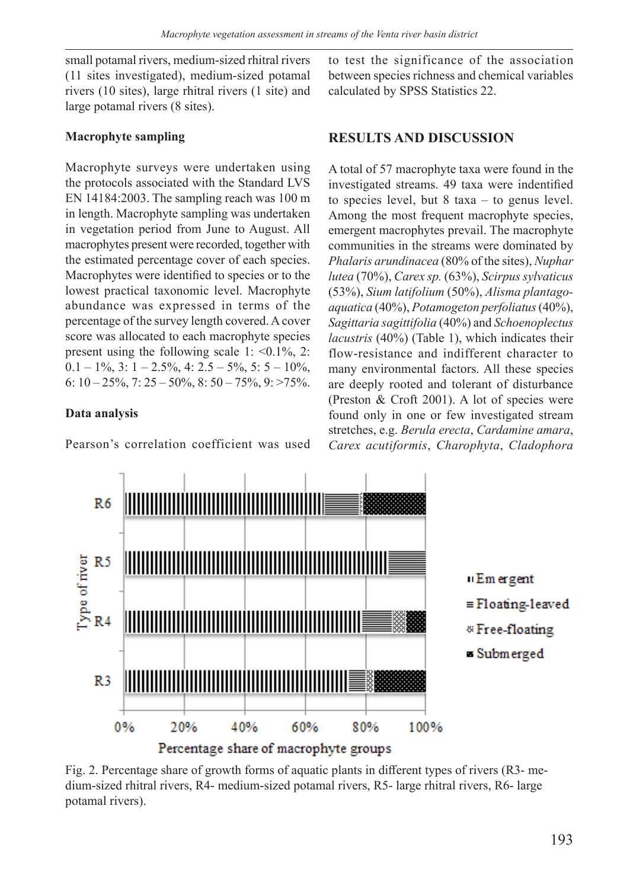small potamal rivers, medium-sized rhitral rivers (11 sites investigated), medium-sized potamal rivers (10 sites), large rhitral rivers (1 site) and large potamal rivers (8 sites).

### Macrophyte sampling

Macrophyte surveys were undertaken using the protocols associated with the Standard LVS EN 14184:2003. The sampling reach was 100 m in length. Macrophyte sampling was undertaken in vegetation period from June to August. All macrophytes present were recorded, together with the estimated percentage cover of each species. Macrophytes were identified to species or to the lowest practical taxonomic level. Macrophyte abundance was expressed in terms of the percentage of the survey length covered. A cover score was allocated to each macrophyte species present using the following scale 1: <0.1%, 2: 0.1 – 1%, 3: 1 – 2.5%, 4: 2.5 – 5%, 5: 5 – 10%, 6: 10 – 25%, 7: 25 – 50%, 8: 50 – 75%, 9: >75%.

### Data analysis

Pearson's correlation coefficient was used to test the significance of the association between species richness and chemical variables calculated by SPSS Statistics 22.

## RESULTS AND DISCUSSION

A total of 57 macrophyte taxa were found in the investigated streams. 49 taxa were indentified to species level, but 8 taxa – to genus level. Among the most frequent macrophyte species, emergent macrophytes prevail. The macrophyte communities in the streams were dominated by *Phalaris arundinacea* (80% of the sites), *Nuphar lutea* (70%), *Carex sp.* (63%), *Scirpus sylvaticus* (53%), *Sium latifolium* (50%), *Alisma plantago-aquatica* (40%), *Potamogeton perfoliatus* (40%), *Sagittaria sagittifolia* (40%) and *Schoenoplectus lacustris* (40%) (Table 1), which indicates their flow-resistance and indifferent character to many environmental factors. All these species are deeply rooted and tolerant of disturbance (Preston & Croft 2001). A lot of species were found only in one or few investigated stream stretches, e.g. *Berula erecta*, *Cardamine amara*, *Carex acutiformis*, *Charophyta*, *Cladophora*

Fig. 2. Percentage share of growth forms of aquatic plants in different types of rivers (R3- medium-sized rhitral rivers, R4- medium-sized potamal rivers, R5- large rhitral rivers, R6- large potamal rivers).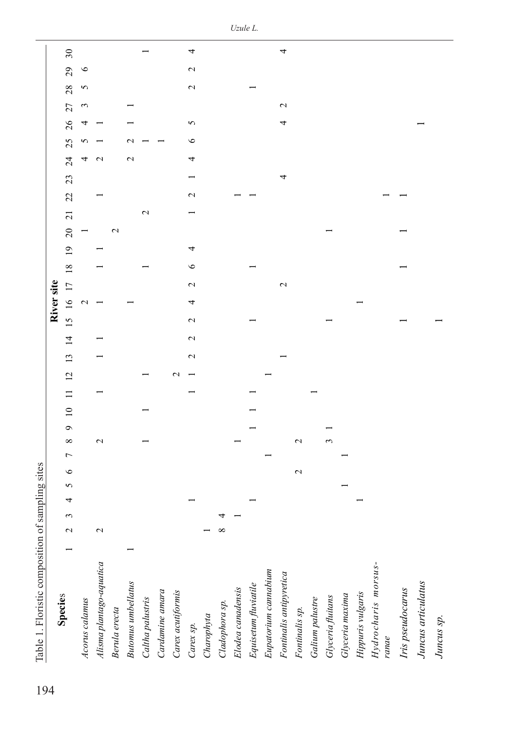Table 1. Floristic composition of sampling sites

| Species | River site | | | | | | | | | | | | | | | | | | | | | | | | | | | | | |
|---|---|---|---|---|---|---|---|---|---|---|---|---|---|---|---|---|---|---|---|---|---|---|---|---|---|---|---|---|---|---|
| | 1 | 2 | 3 | 4 | 5 | 6 | 7 | 8 | 9 | 10 | 11 | 12 | 13 | 14 | 15 | 16 | 17 | 18 | 19 | 20 | 21 | 22 | 23 | 24 | 25 | 26 | 27 | 28 | 29 | 30 |
| *Acorus calamus* | | | | | | | | | | | | | | | | 2 | | | | 1 | | | | 4 | 5 | 4 | 3 | 5 | 6 | |
| *Alisma plantago-aquatica* | | 2 | | | | | | 2 | | | 1 | | 1 | 1 | | 1 | | 1 | 1 | | | 1 | | 2 | 1 | 1 | | | | |
| *Berula erecta* | | | | | | | | | | | | | | | | | | | | 2 | | | | | | | | | | |
| *Butomus umbellatus* | 1 | | | | | | | | | | | | | | | 1 | | | | | | | | 2 | 2 | 1 | 1 | | | |
| *Caltha palustris* | | | | | | | | 1 | | 1 | | 1 | | | | | | 1 | | | 2 | | | | 1 | | | | | 1 |
| *Cardamine amara* | | | | | | | | | | | | | | | | | | | | | | | | | 1 | | | | | |
| *Carex acutiformis* | | | | | | | | | | | | 2 | | | | | | | | | | | | | | | | | | |
| *Carex sp.* | | | | 1 | | | | | | | 1 | 1 | 2 | 2 | 2 | 4 | 2 | 6 | 4 | | 1 | 2 | 1 | 4 | 6 | 5 | | 2 | 2 | 4 |
| *Charophyta* | | 1 | | | | | | | | | | | | | | | | | | | | | | | | | | | | |
| *Cladophora sp.* | | 8 | 4 | | | | | | | | | | | | | | | | | | | | | | | | | | | |
| *Elodea canadensis* | | | 1 | | | | | 1 | | | | | | | | | | | | | | 1 | | | | | | | | |
| *Equisetum fluviatile* | | | | 1 | | | | | 1 | 1 | 1 | | | | 1 | | | 1 | | | | 1 | | | | | | 1 | | |
| *Eupatorium cannabium* | | | | | | | 1 | | | | | 1 | | | | | | | | | | | | | | | | | | |
| *Fontinalis antipyretica* | | | | | | | | | | | | | 1 | | | | 2 | | | | | | 4 | | | 4 | 2 | | | 4 |
| *Fontinalis sp.* | | | | | | 2 | | 2 | | | | | | | | | | | | | | | | | | | | | | |
| *Galium palustre* | | | | | | | | | | | 1 | | | | | | | | | | | | | | | | | | | |
| *Glyceria fluitans* | | | | | | | | 3 | 1 | | | | | | 1 | | | | | 1 | | | | | | | | | | |
| *Glyceria maxima* | | | | | 1 | | 1 | | | | | | | | | | | | | | | | | | | | | | | |
| *Hippuris vulgaris* | | | | 1 | | | | | | | | | | | | 1 | | | | | | | | | | | | | | |
| *Hydrocharis morsus-ranae* | | | | | | | | | | | | | | | | | | | | | | 1 | | | | | | | | |
| *Iris pseudocarus* | | | | | | | | | | | | | | | 1 | | | 1 | | 1 | | 1 | | | | | | | | |
| *Juncus articulatus* | | | | | | | | | | | | | | | | | | | | | | | | | | 1 | | | | |
| *Juncus sp.* | | | | | | | | | | | | | | | 1 | | | | | | | | | | | | | | | |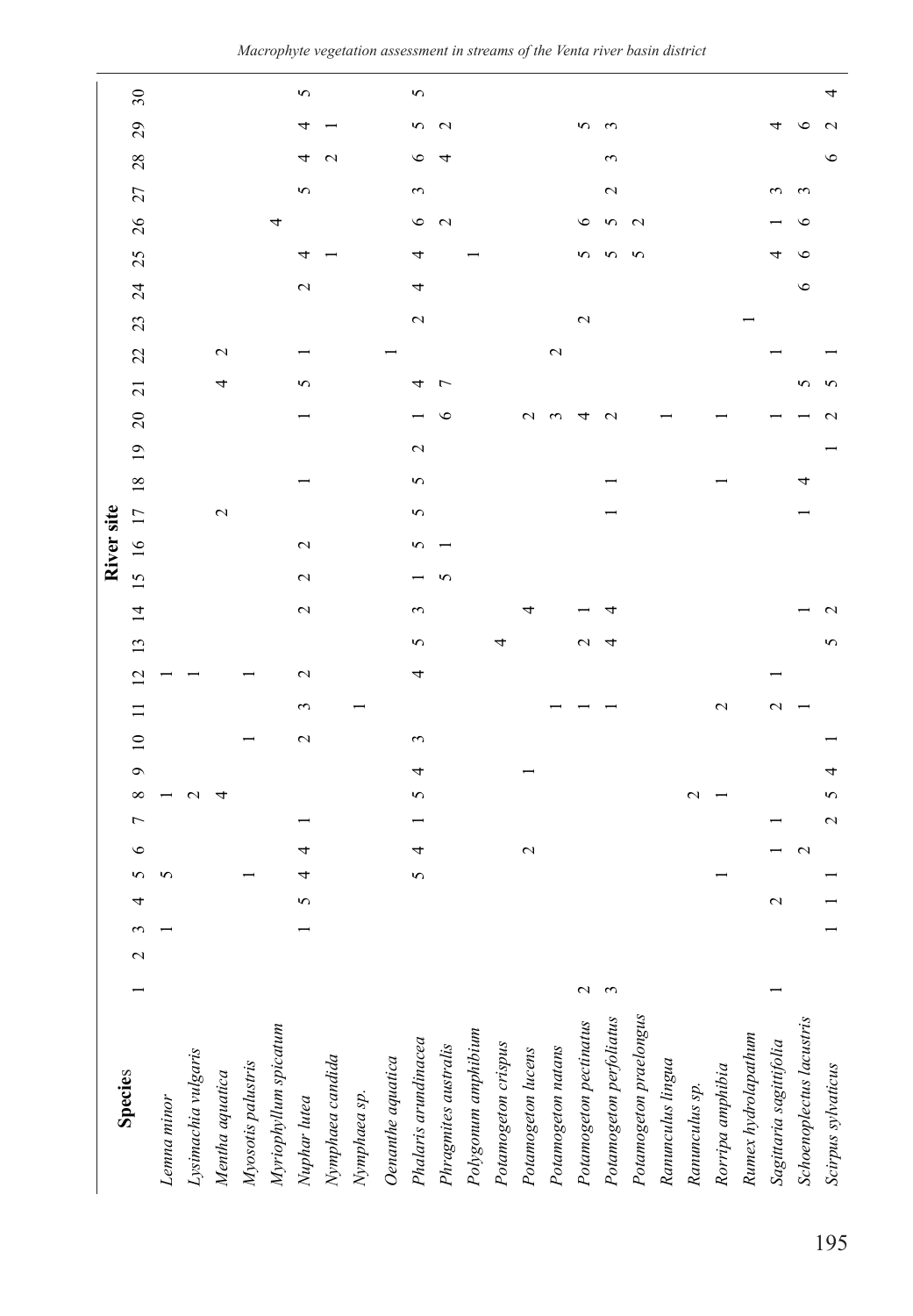| Species | River site | | | | | | | | | | | | | | | | | | | | | | | | | | | | | |
|---|---|---|---|---|---|---|---|---|---|---|---|---|---|---|---|---|---|---|---|---|---|---|---|---|---|---|---|---|---|---|
| | 1 | 2 | 3 | 4 | 5 | 6 | 7 | 8 | 9 | 10 | 11 | 12 | 13 | 14 | 15 | 16 | 17 | 18 | 19 | 20 | 21 | 22 | 23 | 24 | 25 | 26 | 27 | 28 | 29 | 30 |
| *Lemna minor* | | | 1 | | 5 | | | 1 | | | | 1 | | | | | | | | | | | | | | | | | | |
| *Lysimachia vulgaris* | | | | | | | | 2 | | | | 1 | | | | | | | | | | | | | | | | | | |
| *Mentha aquatica* | | | | | | | | 4 | | | | | | | | | 2 | | | | 4 | 2 | | | | | | | | |
| *Myosotis palustris* | | | | | 1 | | | | | 1 | | 1 | | | | | | | | | | | | | | | | | | |
| *Myriophyllum spicatum* | | | | | | | | | | | | | | | | | | | | | | | | | | 4 | | | | |
| *Nuphar lutea* | | | 1 | 5 | 4 | 4 | 1 | | | 2 | 3 | 2 | | 2 | 2 | 2 | | 1 | | 1 | 5 | 1 | | 2 | 4 | | 5 | 4 | 4 | 5 |
| *Nymphaea candida* | | | | | | | | | | | | | | | | | | | | | | | | | 1 | | | 2 | 1 | |
| *Nymphaea sp.* | | | | | | | | | | | 1 | | | | | | | | | | | | | | | | | | | |
| *Oenanthe aquatica* | | | | | | | | | | | | | | | | | | | | | | 1 | | | | | | | | |
| *Phalaris arundinacea* | | | | | 5 | 4 | 1 | 5 | 4 | 3 | | 4 | 5 | 3 | 1 | 5 | 5 | 5 | 2 | 1 | 4 | | 2 | 4 | 4 | 6 | 3 | 6 | 5 | 5 |
| *Phragmites australis* | | | | | | | | | | | | | | | 5 | 1 | | | | 6 | 7 | | | | | 2 | | 4 | 2 | |
| *Polygonum amphibium* | | | | | | | | | | | | | | | | | | | | | | | | | 1 | | | | | |
| *Potamogeton crispus* | | | | | | | | | | | | | 4 | | | | | | | | | | | | | | | | | |
| *Potamogeton lucens* | | | | | | 2 | | | 1 | | | | | 4 | | | | | | 2 | | | | | | | | | | |
| *Potamogeton natans* | | | | | | | | | | | 1 | | | | | | | | | 3 | | 2 | | | | | | | | |
| *Potamogeton pectinatus* | 2 | | | | | | | | | | 1 | | 2 | 1 | | | | | | 4 | | | 2 | | 5 | 6 | | | 5 | |
| *Potamogeton perfoliatus* | 3 | | | | | | | | | | 1 | | 4 | 4 | | | 1 | 1 | | 2 | | | | | 5 | 5 | 2 | 3 | 3 | |
| *Potamogeton praelongus* | | | | | | | | | | | | | | | | | | | | | | | | | 5 | 2 | | | | |
| *Ranunculus lingua* | | | | | | | | | | | | | | | | | | | | 1 | | | | | | | | | | |
| *Ranunculus sp.* | | | | | | | | 2 | | | | | | | | | | | | | | | | | | | | | | |
| *Rorripa amphibia* | | | | | 1 | | | 1 | | | 2 | | | | | | | 1 | | 1 | | | | | | | | | | |
| *Rumex hydrolapathum* | | | | | | | | | | | | | | | | | | | | | | | 1 | | | | | | | |
| *Sagittaria sagittifolia* | 1 | | | 2 | | 1 | 1 | | | | 2 | 1 | | | | | | | | 1 | | 1 | | | 4 | 1 | 3 | | 4 | |
| *Schoenoplectus lacustris* | | | | | | 2 | | | | | 1 | | | 1 | | | 1 | 4 | | 1 | 5 | | | 6 | 6 | 6 | 3 | | 6 | |
| *Scirpus sylvaticus* | | | 1 | 1 | 1 | | 2 | 5 | 4 | 1 | | | 5 | 2 | | | | | 1 | 2 | 5 | 1 | | | | | | 6 | 2 | 4 |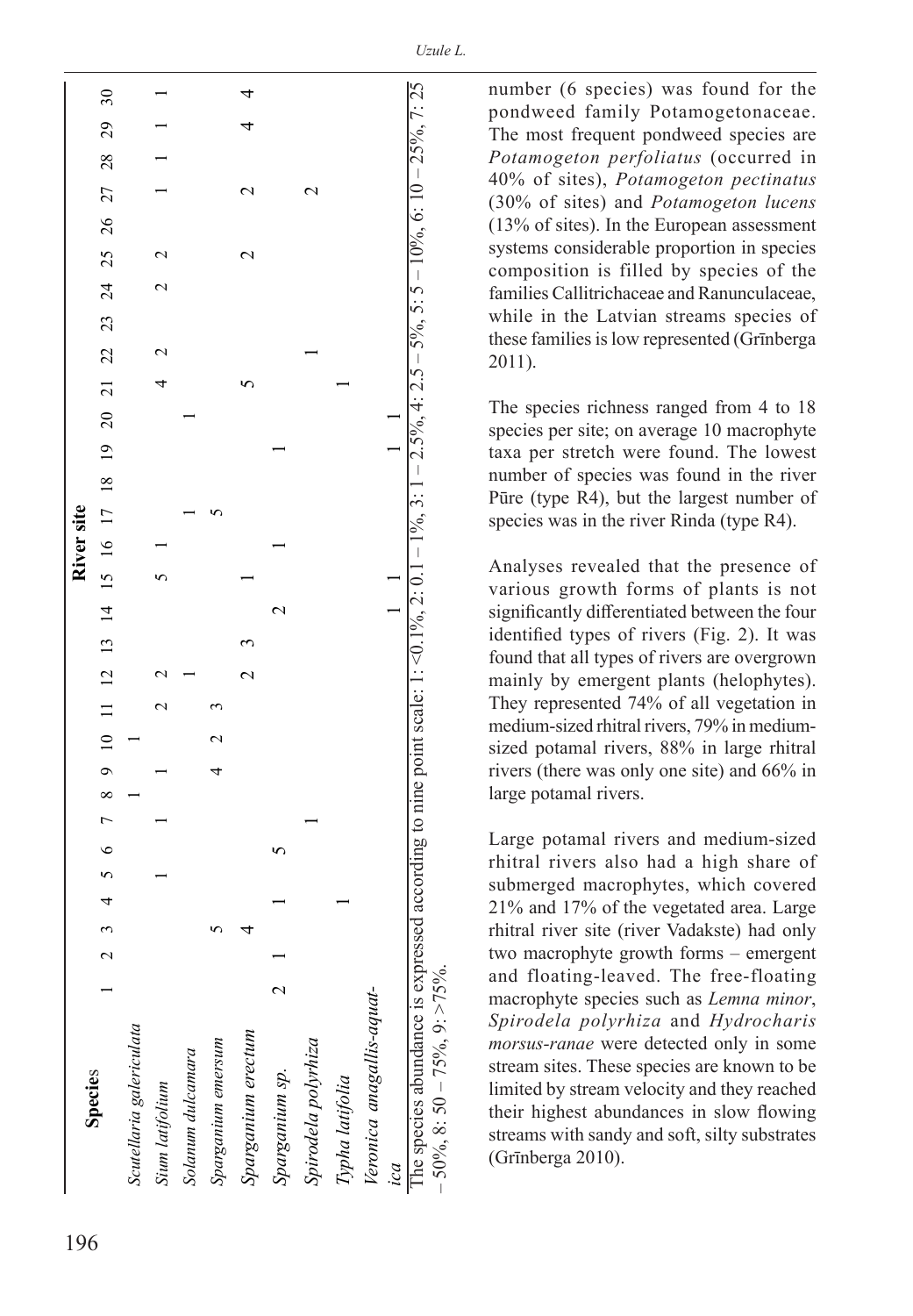| Species | River site | | | | | | | | | | | | | | | | | | | | | | | | | | | | | |
|---|---|---|---|---|---|---|---|---|---|---|---|---|---|---|---|---|---|---|---|---|---|---|---|---|---|---|---|---|---|---|
| | 1 | 2 | 3 | 4 | 5 | 6 | 7 | 8 | 9 | 10 | 11 | 12 | 13 | 14 | 15 | 16 | 17 | 18 | 19 | 20 | 21 | 22 | 23 | 24 | 25 | 26 | 27 | 28 | 29 | 30 |
| *Scutellaria galericulata* | | | | | | | | 1 | | 1 | | | | | | | | | | | | | | | | | | | | |
| *Sium latifolium* | | | | | 1 | | 1 | | 1 | | 2 | 2 | | | 5 | 1 | | | | | 4 | 2 | | 2 | 2 | | 1 | 1 | 1 | 1 |
| *Solanum dulcamara* | | | | | | | | | | | | 1 | | | | | 1 | | | 1 | | | | | | | | | | |
| *Sparganium emersum* | | | 5 | | | | | | 4 | 2 | 3 | | | | | | 5 | | | | | | | | | | | | | |
| *Sparganium erectum* | | | 4 | | | | | | | | | 2 | 3 | | 1 | | | | | | 5 | | | | 2 | | 2 | | 4 | 4 |
| *Sparganium sp.* | 2 | 1 | | 1 | | 5 | | | | | | | | 2 | | 1 | | | 1 | | | | | | | | | | | |
| *Spirodela polyrhiza* | | | | | | | 1 | | | | | | | | | | | | | | | 1 | | | | | 2 | | | |
| *Typha latifolia* | | | | 1 | | | | | | | | | | | | | | | | | 1 | | | | | | | | | |
| *Veronica anagallis-aquatica* | | | | | | | | | | | | | | 1 | 1 | | | | 1 | 1 | | | | | | | | | | |

The species abundance is expressed according to nine point scale: 1: <0.1%, 2: 0.1 – 1%, 3: 1 – 2.5%, 4: 2.5 – 5%, 5: 5 – 10%, 6: 10 – 25%, 7: 25 – 50%, 8: 50 – 75%, 9: >75%.

number (6 species) was found for the pondweed family Potamogetonaceae. The most frequent pondweed species are *Potamogeton perfoliatus* (occurred in 40% of sites), *Potamogeton pectinatus* (30% of sites) and *Potamogeton lucens* (13% of sites). In the European assessment systems considerable proportion in species composition is filled by species of the families Callitrichaceae and Ranunculaceae, while in the Latvian streams species of these families is low represented (Grīnberga 2011).

The species richness ranged from 4 to 18 species per site; on average 10 macrophyte taxa per stretch were found. The lowest number of species was found in the river Pūre (type R4), but the largest number of species was in the river Rinda (type R4).

Analyses revealed that the presence of various growth forms of plants is not significantly differentiated between the four identified types of rivers (Fig. 2). It was found that all types of rivers are overgrown mainly by emergent plants (helophytes). They represented 74% of all vegetation in medium-sized rhitral rivers, 79% in medium-sized potamal rivers, 88% in large rhitral rivers (there was only one site) and 66% in large potamal rivers.

Large potamal rivers and medium-sized rhitral rivers also had a high share of submerged macrophytes, which covered 21% and 17% of the vegetated area. Large rhitral river site (river Vadakste) had only two macrophyte growth forms – emergent and floating-leaved. The free-floating macrophyte species such as *Lemna minor*, *Spirodela polyrhiza* and *Hydrocharis morsus-ranae* were detected only in some stream sites. These species are known to be limited by stream velocity and they reached their highest abundances in slow flowing streams with sandy and soft, silty substrates (Grīnberga 2010).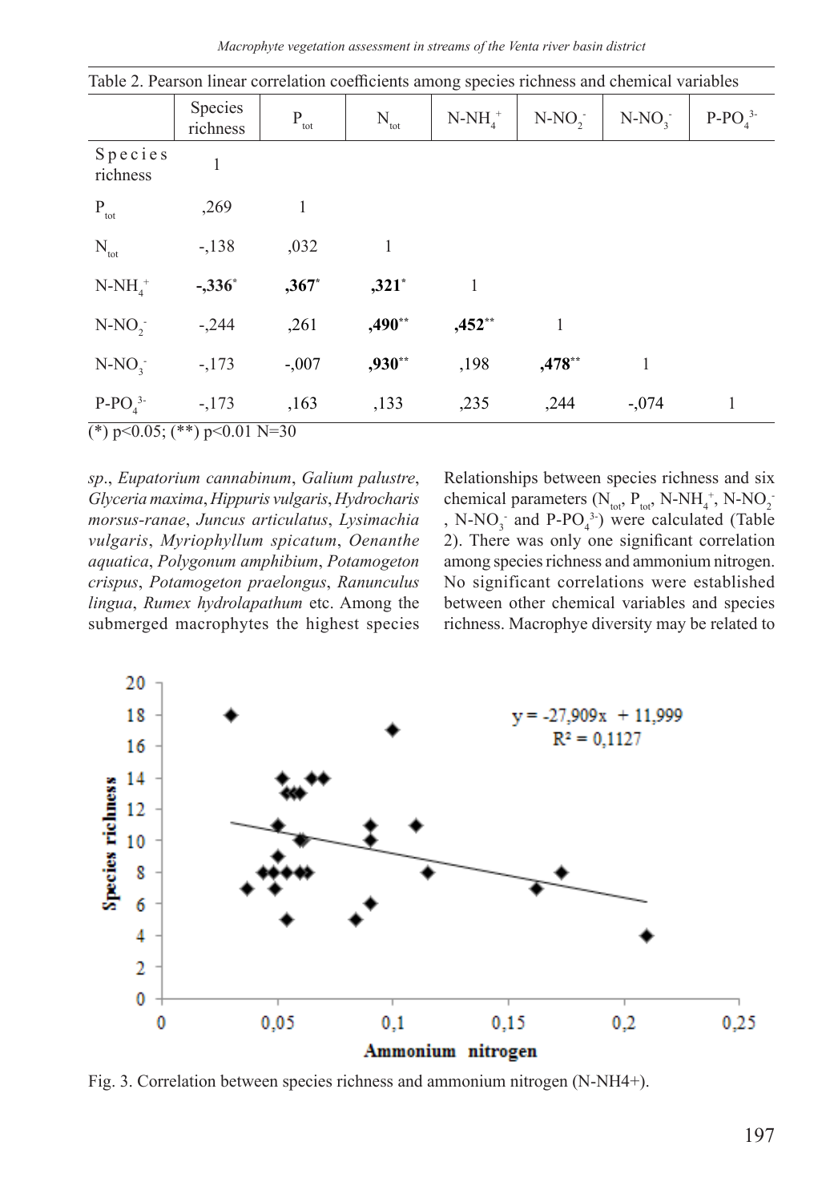Table 2. Pearson linear correlation coefficients among species richness and chemical variables

| | Species richness | $P_{tot}$ | $N_{tot}$ | $N\text{-}NH_4^+$ | $N\text{-}NO_2^-$ | $N\text{-}NO_3^-$ | $P\text{-}PO_4^{3-}$ |
|---|---|---|---|---|---|---|---|
| Species richness | 1 | | | | | | |
| $P_{tot}$ | ,269 | 1 | | | | | |
| $N_{tot}$ | -,138 | ,032 | 1 | | | | |
| $N\text{-}NH_4^+$ | **-,336*** | **,367*** | **,321*** | 1 | | | |
| $N\text{-}NO_2^-$ | -,244 | ,261 | **,490**** | **,452**** | 1 | | |
| $N\text{-}NO_3^-$ | -,173 | -,007 | **,930**** | ,198 | **,478**** | 1 | |
| $P\text{-}PO_4^{3-}$ | -,173 | ,163 | ,133 | ,235 | ,244 | -,074 | 1 |

(*) $p<0.05$; (**) $p<0.01$ N=30

*sp.*, *Eupatorium cannabinum*, *Galium palustre*, *Glyceria maxima*, *Hippuris vulgaris*, *Hydrocharis morsus-ranae*, *Juncus articulatus*, *Lysimachia vulgaris*, *Myriophyllum spicatum*, *Oenanthe aquatica*, *Polygonum amphibium*, *Potamogeton crispus*, *Potamogeton praelongus*, *Ranunculus lingua*, *Rumex hydrolapathum* etc. Among the submerged macrophytes the highest species

Relationships between species richness and six chemical parameters ($N_{tot}$, $P_{tot}$, $N\text{-}NH_4^+$, $N\text{-}NO_2^-$, $N\text{-}NO_3^-$ and $P\text{-}PO_4^{3-}$) were calculated (Table 2). There was only one significant correlation among species richness and ammonium nitrogen. No significant correlations were established between other chemical variables and species richness. Macrophye diversity may be related to

Fig. 3. Correlation between species richness and ammonium nitrogen (N-NH4+).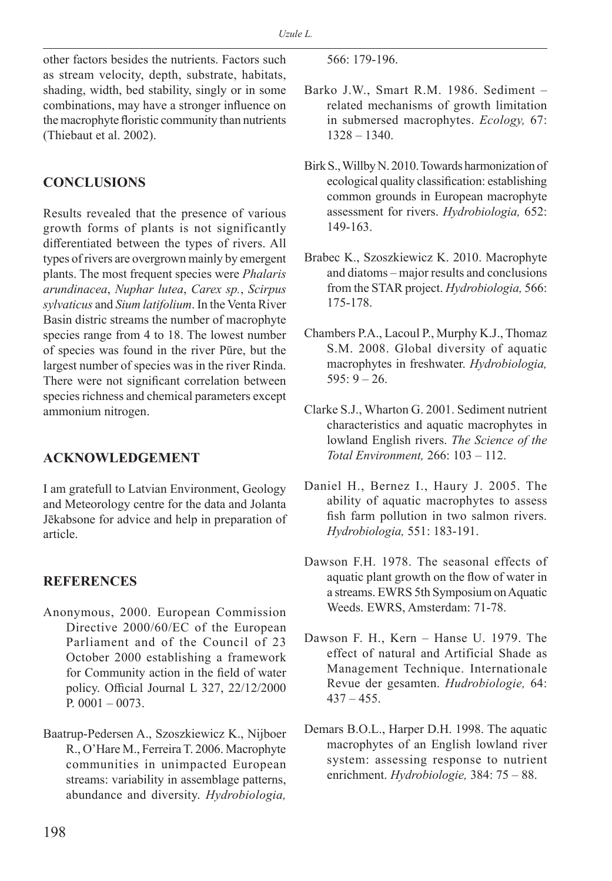other factors besides the nutrients. Factors such as stream velocity, depth, substrate, habitats, shading, width, bed stability, singly or in some combinations, may have a stronger influence on the macrophyte floristic community than nutrients (Thiebaut et al. 2002).

## CONCLUSIONS

Results revealed that the presence of various growth forms of plants is not significantly differentiated between the types of rivers. All types of rivers are overgrown mainly by emergent plants. The most frequent species were *Phalaris arundinacea*, *Nuphar lutea*, *Carex sp.*, *Scirpus sylvaticus* and *Sium latifolium*. In the Venta River Basin distric streams the number of macrophyte species range from 4 to 18. The lowest number of species was found in the river Pūre, but the largest number of species was in the river Rinda. There were not significant correlation between species richness and chemical parameters except ammonium nitrogen.

## ACKNOWLEDGEMENT

I am gratefull to Latvian Environment, Geology and Meteorology centre for the data and Jolanta Jēkabsone for advice and help in preparation of article.

## REFERENCES

Anonymous, 2000. European Commission Directive 2000/60/EC of the European Parliament and of the Council of 23 October 2000 establishing a framework for Community action in the field of water policy. Official Journal L 327, 22/12/2000 P. 0001 – 0073.

Baatrup-Pedersen A., Szoszkiewicz K., Nijboer R., O'Hare M., Ferreira T. 2006. Macrophyte communities in unimpacted European streams: variability in assemblage patterns, abundance and diversity. *Hydrobiologia,* 566: 179-196.

Barko J.W., Smart R.M. 1986. Sediment – related mechanisms of growth limitation in submersed macrophytes. *Ecology,* 67: 1328 – 1340.

Birk S., Willby N. 2010. Towards harmonization of ecological quality classification: establishing common grounds in European macrophyte assessment for rivers. *Hydrobiologia,* 652: 149-163.

Brabec K., Szoszkiewicz K. 2010. Macrophyte and diatoms – major results and conclusions from the STAR project. *Hydrobiologia,* 566: 175-178.

Chambers P.A., Lacoul P., Murphy K.J., Thomaz S.M. 2008. Global diversity of aquatic macrophytes in freshwater. *Hydrobiologia,* 595: 9 – 26.

Clarke S.J., Wharton G. 2001. Sediment nutrient characteristics and aquatic macrophytes in lowland English rivers. *The Science of the Total Environment,* 266: 103 – 112.

Daniel H., Bernez I., Haury J. 2005. The ability of aquatic macrophytes to assess fish farm pollution in two salmon rivers. *Hydrobiologia,* 551: 183-191.

Dawson F.H. 1978. The seasonal effects of aquatic plant growth on the flow of water in a streams. EWRS 5th Symposium on Aquatic Weeds. EWRS, Amsterdam: 71-78.

Dawson F. H., Kern – Hanse U. 1979. The effect of natural and Artificial Shade as Management Technique. Internationale Revue der gesamten. *Hudrobiologie,* 64: 437 – 455.

Demars B.O.L., Harper D.H. 1998. The aquatic macrophytes of an English lowland river system: assessing response to nutrient enrichment. *Hydrobiologie,* 384: 75 – 88.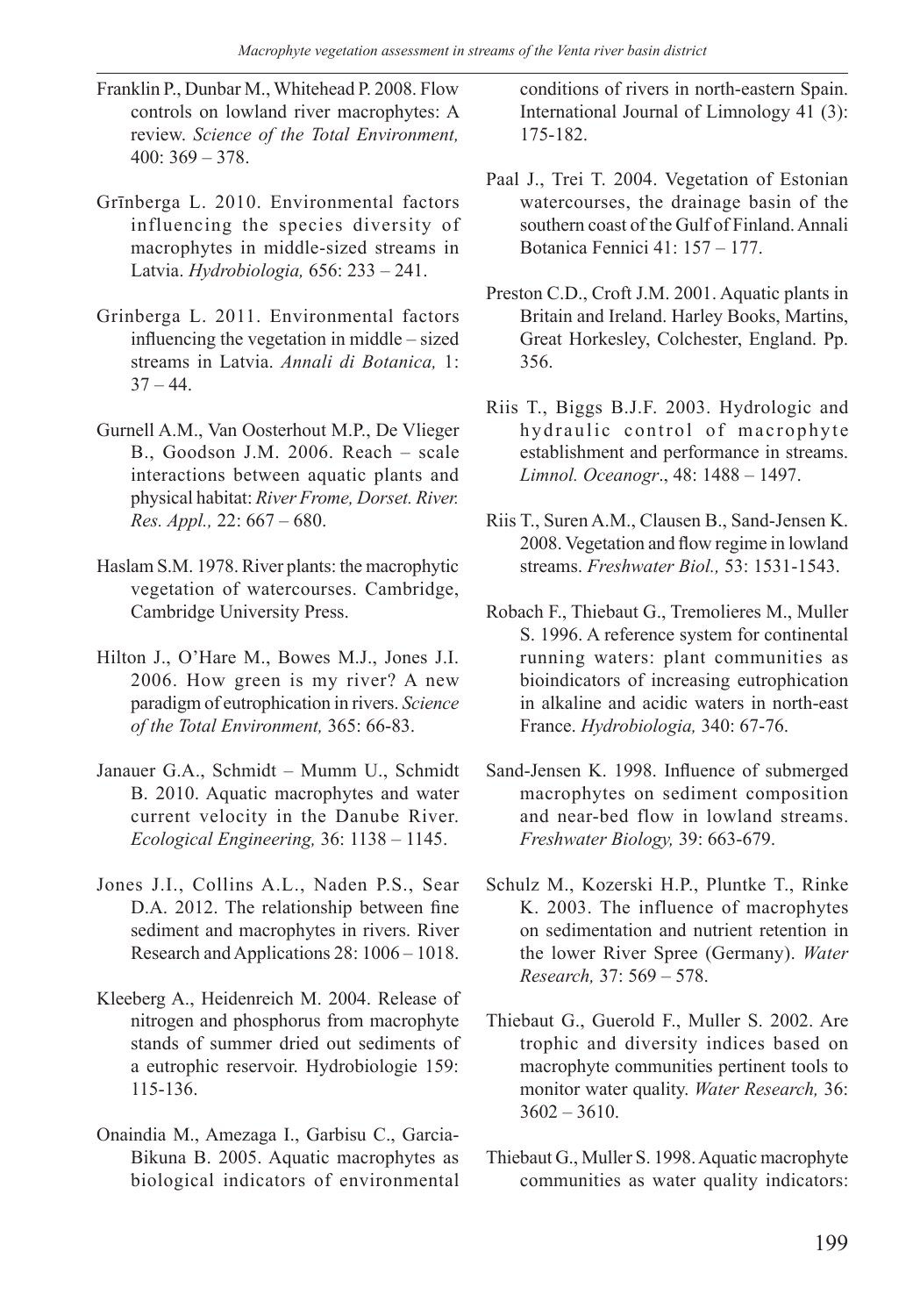Franklin P., Dunbar M., Whitehead P. 2008. Flow controls on lowland river macrophytes: A review. *Science of the Total Environment,* 400: 369 – 378.

Grīnberga L. 2010. Environmental factors influencing the species diversity of macrophytes in middle-sized streams in Latvia. *Hydrobiologia,* 656: 233 – 241.

Grinberga L. 2011. Environmental factors influencing the vegetation in middle – sized streams in Latvia. *Annali di Botanica,* 1: 37 – 44.

Gurnell A.M., Van Oosterhout M.P., De Vlieger B., Goodson J.M. 2006. Reach – scale interactions between aquatic plants and physical habitat: *River Frome, Dorset. River. Res. Appl.,* 22: 667 – 680.

Haslam S.M. 1978. River plants: the macrophytic vegetation of watercourses. Cambridge, Cambridge University Press.

Hilton J., O'Hare M., Bowes M.J., Jones J.I. 2006. How green is my river? A new paradigm of eutrophication in rivers. *Science of the Total Environment,* 365: 66-83.

Janauer G.A., Schmidt – Mumm U., Schmidt B. 2010. Aquatic macrophytes and water current velocity in the Danube River. *Ecological Engineering,* 36: 1138 – 1145.

Jones J.I., Collins A.L., Naden P.S., Sear D.A. 2012. The relationship between fine sediment and macrophytes in rivers. River Research and Applications 28: 1006 – 1018.

Kleeberg A., Heidenreich M. 2004. Release of nitrogen and phosphorus from macrophyte stands of summer dried out sediments of a eutrophic reservoir. Hydrobiologie 159: 115-136.

Onaindia M., Amezaga I., Garbisu C., Garcia-Bikuna B. 2005. Aquatic macrophytes as biological indicators of environmental conditions of rivers in north-eastern Spain. International Journal of Limnology 41 (3): 175-182.

Paal J., Trei T. 2004. Vegetation of Estonian watercourses, the drainage basin of the southern coast of the Gulf of Finland. Annali Botanica Fennici 41: 157 – 177.

Preston C.D., Croft J.M. 2001. Aquatic plants in Britain and Ireland. Harley Books, Martins, Great Horkesley, Colchester, England. Pp. 356.

Riis T., Biggs B.J.F. 2003. Hydrologic and hydraulic control of macrophyte establishment and performance in streams. *Limnol. Oceanogr*., 48: 1488 – 1497.

Riis T., Suren A.M., Clausen B., Sand-Jensen K. 2008. Vegetation and flow regime in lowland streams. *Freshwater Biol.,* 53: 1531-1543.

Robach F., Thiebaut G., Tremolieres M., Muller S. 1996. A reference system for continental running waters: plant communities as bioindicators of increasing eutrophication in alkaline and acidic waters in north-east France. *Hydrobiologia,* 340: 67-76.

Sand-Jensen K. 1998. Influence of submerged macrophytes on sediment composition and near-bed flow in lowland streams. *Freshwater Biology,* 39: 663-679.

Schulz M., Kozerski H.P., Pluntke T., Rinke K. 2003. The influence of macrophytes on sedimentation and nutrient retention in the lower River Spree (Germany). *Water Research,* 37: 569 – 578.

Thiebaut G., Guerold F., Muller S. 2002. Are trophic and diversity indices based on macrophyte communities pertinent tools to monitor water quality. *Water Research,* 36: 3602 – 3610.

Thiebaut G., Muller S. 1998. Aquatic macrophyte communities as water quality indicators: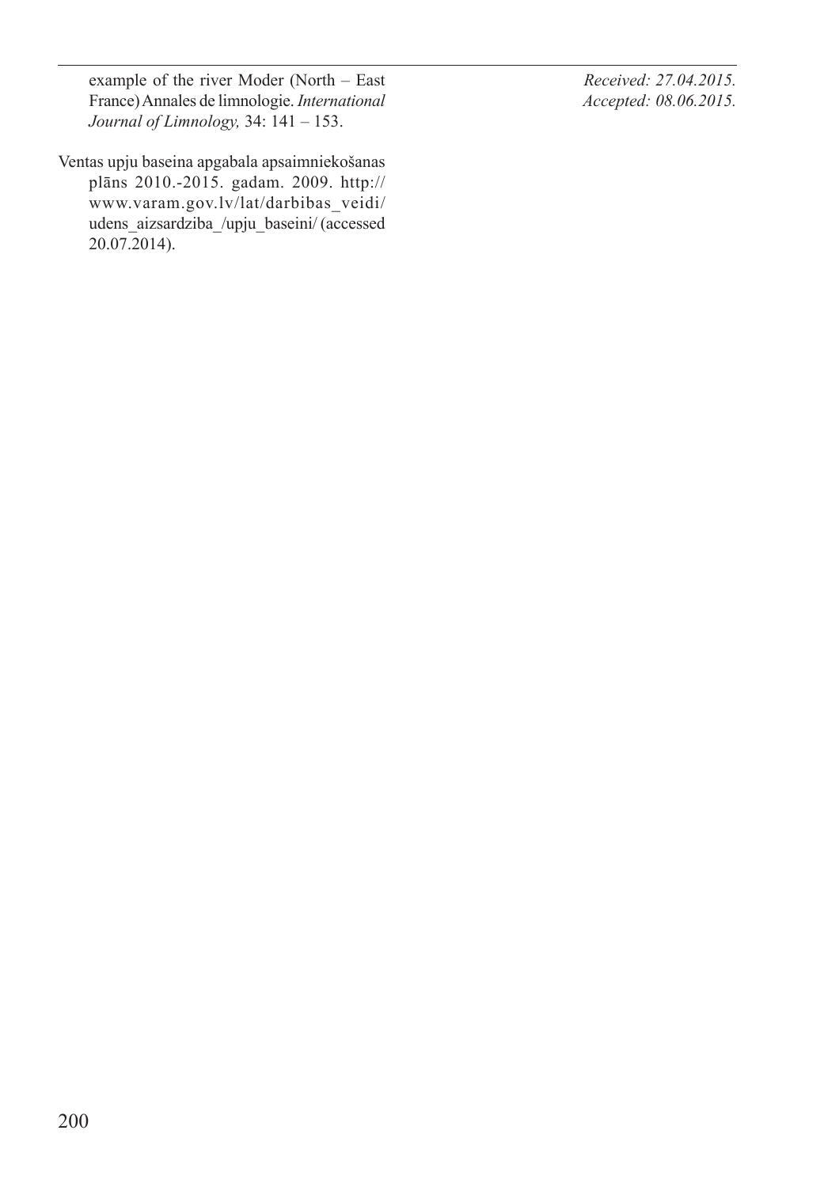example of the river Moder (North – East France) Annales de limnologie. *International Journal of Limnology,* 34: 141 – 153.

Ventas upju baseina apgabala apsaimniekošanas plāns 2010.-2015. gadam. 2009. http://www.varam.gov.lv/lat/darbibas_veidi/udens_aizsardziba_/upju_baseini/ (accessed 20.07.2014).

*Received: 27.04.2015.*
*Accepted: 08.06.2015.*